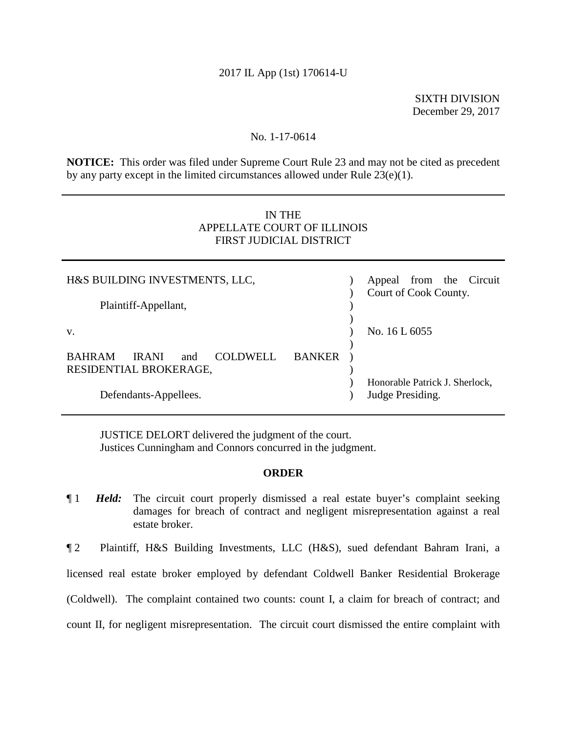2017 IL App (1st) 170614-U

SIXTH DIVISION
December 29, 2017

No. 1-17-0614

**NOTICE:** This order was filed under Supreme Court Rule 23 and may not be cited as precedent by any party except in the limited circumstances allowed under Rule 23(e)(1).

---

IN THE
APPELLATE COURT OF ILLINOIS
FIRST JUDICIAL DISTRICT

---

| | | |
|---|---|---|
| H&S BUILDING INVESTMENTS, LLC, | ) | Appeal from the Circuit Court of Cook County. |
| Plaintiff-Appellant, | ) | |
| v. | ) | No. 16 L 6055 |
| BAHRAM IRANI and COLDWELL BANKER RESIDENTIAL BROKERAGE, | ) | |
| Defendants-Appellees. | ) | Honorable Patrick J. Sherlock, Judge Presiding. |

---

JUSTICE DELORT delivered the judgment of the court.
Justices Cunningham and Connors concurred in the judgment.

**ORDER**

¶ 1 ***Held:*** The circuit court properly dismissed a real estate buyer's complaint seeking damages for breach of contract and negligent misrepresentation against a real estate broker.

¶ 2 Plaintiff, H&S Building Investments, LLC (H&S), sued defendant Bahram Irani, a licensed real estate broker employed by defendant Coldwell Banker Residential Brokerage (Coldwell). The complaint contained two counts: count I, a claim for breach of contract; and count II, for negligent misrepresentation. The circuit court dismissed the entire complaint with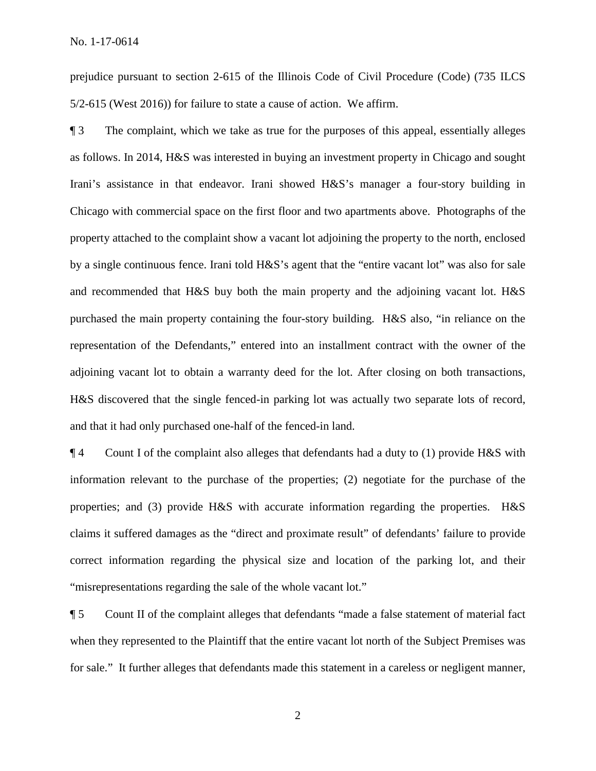prejudice pursuant to section 2-615 of the Illinois Code of Civil Procedure (Code) (735 ILCS 5/2-615 (West 2016)) for failure to state a cause of action. We affirm.

¶ 3 The complaint, which we take as true for the purposes of this appeal, essentially alleges as follows. In 2014, H&S was interested in buying an investment property in Chicago and sought Irani's assistance in that endeavor. Irani showed H&S's manager a four-story building in Chicago with commercial space on the first floor and two apartments above. Photographs of the property attached to the complaint show a vacant lot adjoining the property to the north, enclosed by a single continuous fence. Irani told H&S's agent that the "entire vacant lot" was also for sale and recommended that H&S buy both the main property and the adjoining vacant lot. H&S purchased the main property containing the four-story building. H&S also, "in reliance on the representation of the Defendants," entered into an installment contract with the owner of the adjoining vacant lot to obtain a warranty deed for the lot. After closing on both transactions, H&S discovered that the single fenced-in parking lot was actually two separate lots of record, and that it had only purchased one-half of the fenced-in land.

¶ 4 Count I of the complaint also alleges that defendants had a duty to (1) provide H&S with information relevant to the purchase of the properties; (2) negotiate for the purchase of the properties; and (3) provide H&S with accurate information regarding the properties. H&S claims it suffered damages as the "direct and proximate result" of defendants' failure to provide correct information regarding the physical size and location of the parking lot, and their "misrepresentations regarding the sale of the whole vacant lot."

¶ 5 Count II of the complaint alleges that defendants "made a false statement of material fact when they represented to the Plaintiff that the entire vacant lot north of the Subject Premises was for sale." It further alleges that defendants made this statement in a careless or negligent manner,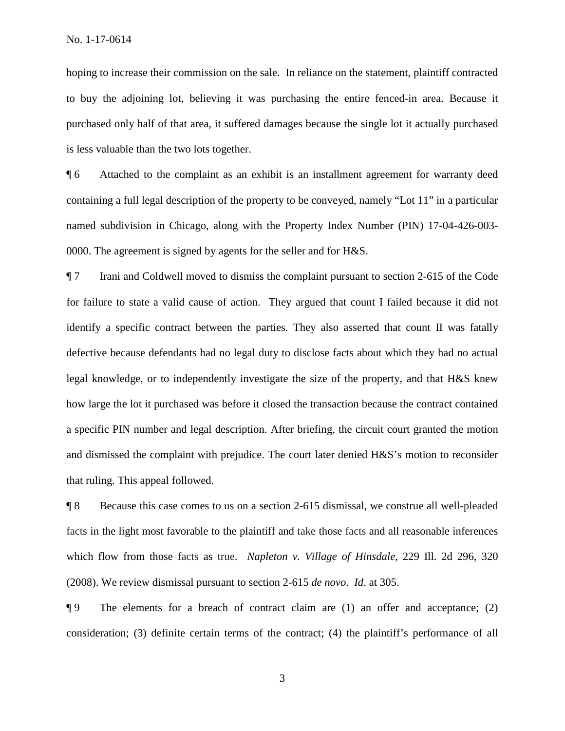hoping to increase their commission on the sale. In reliance on the statement, plaintiff contracted to buy the adjoining lot, believing it was purchasing the entire fenced-in area. Because it purchased only half of that area, it suffered damages because the single lot it actually purchased is less valuable than the two lots together.

¶ 6 Attached to the complaint as an exhibit is an installment agreement for warranty deed containing a full legal description of the property to be conveyed, namely "Lot 11" in a particular named subdivision in Chicago, along with the Property Index Number (PIN) 17-04-426-003-0000. The agreement is signed by agents for the seller and for H&S.

¶ 7 Irani and Coldwell moved to dismiss the complaint pursuant to section 2-615 of the Code for failure to state a valid cause of action. They argued that count I failed because it did not identify a specific contract between the parties. They also asserted that count II was fatally defective because defendants had no legal duty to disclose facts about which they had no actual legal knowledge, or to independently investigate the size of the property, and that H&S knew how large the lot it purchased was before it closed the transaction because the contract contained a specific PIN number and legal description. After briefing, the circuit court granted the motion and dismissed the complaint with prejudice. The court later denied H&S's motion to reconsider that ruling. This appeal followed.

¶ 8 Because this case comes to us on a section 2-615 dismissal, we construe all well-pleaded facts in the light most favorable to the plaintiff and take those facts and all reasonable inferences which flow from those facts as true. *Napleton v. Village of Hinsdale*, 229 Ill. 2d 296, 320 (2008). We review dismissal pursuant to section 2-615 *de novo*. *Id*. at 305.

¶ 9 The elements for a breach of contract claim are (1) an offer and acceptance; (2) consideration; (3) definite certain terms of the contract; (4) the plaintiff's performance of all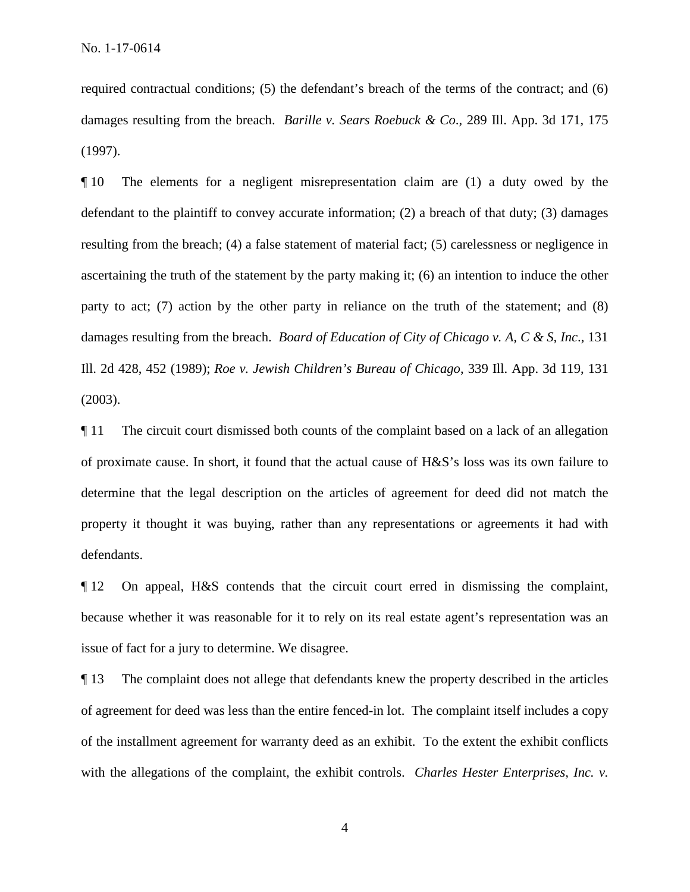required contractual conditions; (5) the defendant's breach of the terms of the contract; and (6) damages resulting from the breach. *Barille v. Sears Roebuck & Co*., 289 Ill. App. 3d 171, 175 (1997).

¶ 10 The elements for a negligent misrepresentation claim are (1) a duty owed by the defendant to the plaintiff to convey accurate information; (2) a breach of that duty; (3) damages resulting from the breach; (4) a false statement of material fact; (5) carelessness or negligence in ascertaining the truth of the statement by the party making it; (6) an intention to induce the other party to act; (7) action by the other party in reliance on the truth of the statement; and (8) damages resulting from the breach. *Board of Education of City of Chicago v. A, C & S, Inc*., 131 Ill. 2d 428, 452 (1989); *Roe v. Jewish Children's Bureau of Chicago*, 339 Ill. App. 3d 119, 131 (2003).

¶ 11 The circuit court dismissed both counts of the complaint based on a lack of an allegation of proximate cause. In short, it found that the actual cause of H&S's loss was its own failure to determine that the legal description on the articles of agreement for deed did not match the property it thought it was buying, rather than any representations or agreements it had with defendants.

¶ 12 On appeal, H&S contends that the circuit court erred in dismissing the complaint, because whether it was reasonable for it to rely on its real estate agent's representation was an issue of fact for a jury to determine. We disagree.

¶ 13 The complaint does not allege that defendants knew the property described in the articles of agreement for deed was less than the entire fenced-in lot. The complaint itself includes a copy of the installment agreement for warranty deed as an exhibit. To the extent the exhibit conflicts with the allegations of the complaint, the exhibit controls. *Charles Hester Enterprises, Inc. v.*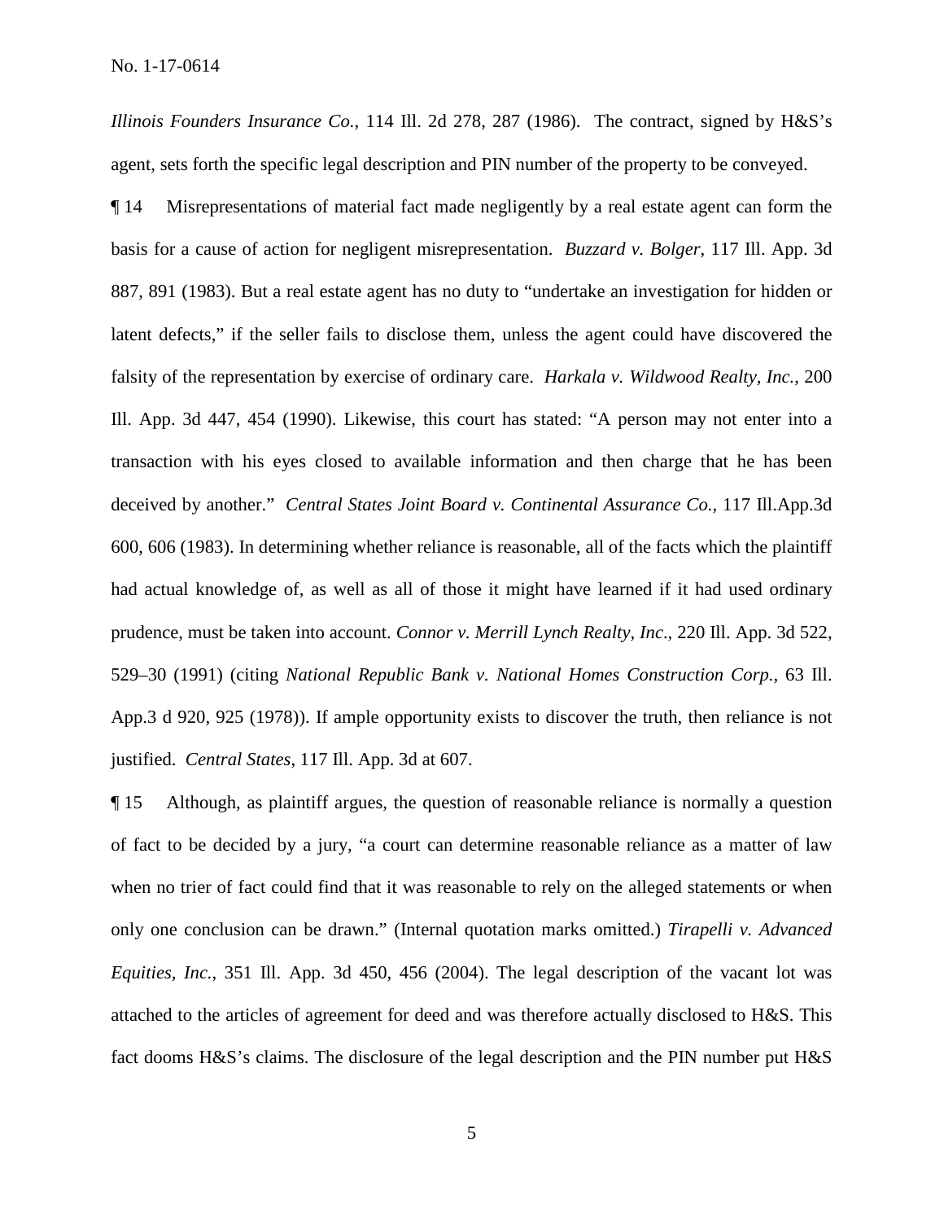*Illinois Founders Insurance Co.*, 114 Ill. 2d 278, 287 (1986). The contract, signed by H&S's agent, sets forth the specific legal description and PIN number of the property to be conveyed.

¶ 14 Misrepresentations of material fact made negligently by a real estate agent can form the basis for a cause of action for negligent misrepresentation. *Buzzard v. Bolger*, 117 Ill. App. 3d 887, 891 (1983). But a real estate agent has no duty to "undertake an investigation for hidden or latent defects," if the seller fails to disclose them, unless the agent could have discovered the falsity of the representation by exercise of ordinary care. *Harkala v. Wildwood Realty, Inc.*, 200 Ill. App. 3d 447, 454 (1990). Likewise, this court has stated: "A person may not enter into a transaction with his eyes closed to available information and then charge that he has been deceived by another." *Central States Joint Board v. Continental Assurance Co.*, 117 Ill.App.3d 600, 606 (1983). In determining whether reliance is reasonable, all of the facts which the plaintiff had actual knowledge of, as well as all of those it might have learned if it had used ordinary prudence, must be taken into account. *Connor v. Merrill Lynch Realty, Inc*., 220 Ill. App. 3d 522, 529–30 (1991) (citing *National Republic Bank v. National Homes Construction Corp.*, 63 Ill. App.3 d 920, 925 (1978)). If ample opportunity exists to discover the truth, then reliance is not justified. *Central States*, 117 Ill. App. 3d at 607.

¶ 15 Although, as plaintiff argues, the question of reasonable reliance is normally a question of fact to be decided by a jury, "a court can determine reasonable reliance as a matter of law when no trier of fact could find that it was reasonable to rely on the alleged statements or when only one conclusion can be drawn." (Internal quotation marks omitted.) *Tirapelli v. Advanced Equities, Inc.*, 351 Ill. App. 3d 450, 456 (2004). The legal description of the vacant lot was attached to the articles of agreement for deed and was therefore actually disclosed to H&S. This fact dooms H&S's claims. The disclosure of the legal description and the PIN number put H&S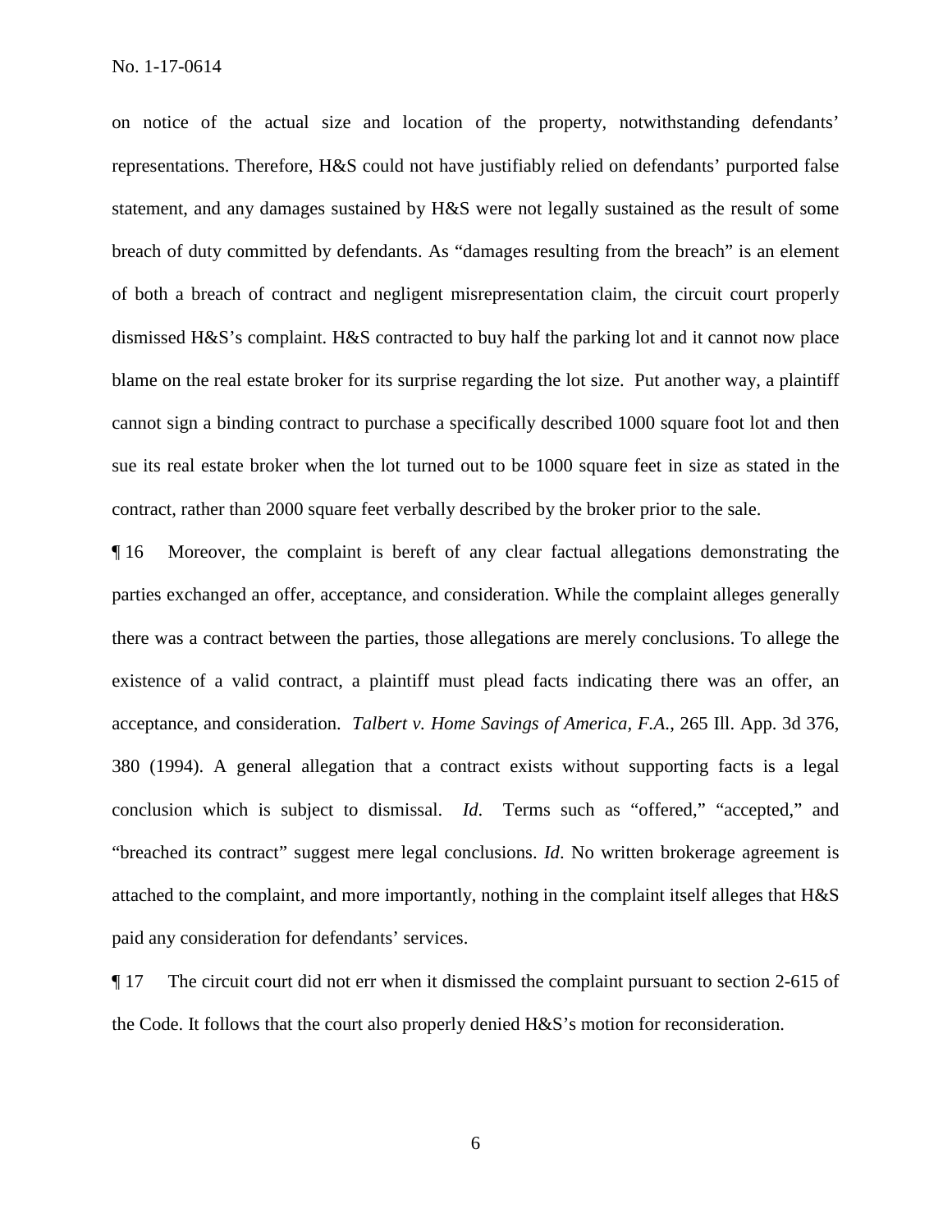on notice of the actual size and location of the property, notwithstanding defendants' representations. Therefore, H&S could not have justifiably relied on defendants' purported false statement, and any damages sustained by H&S were not legally sustained as the result of some breach of duty committed by defendants. As "damages resulting from the breach" is an element of both a breach of contract and negligent misrepresentation claim, the circuit court properly dismissed H&S's complaint. H&S contracted to buy half the parking lot and it cannot now place blame on the real estate broker for its surprise regarding the lot size. Put another way, a plaintiff cannot sign a binding contract to purchase a specifically described 1000 square foot lot and then sue its real estate broker when the lot turned out to be 1000 square feet in size as stated in the contract, rather than 2000 square feet verbally described by the broker prior to the sale.

¶ 16 Moreover, the complaint is bereft of any clear factual allegations demonstrating the parties exchanged an offer, acceptance, and consideration. While the complaint alleges generally there was a contract between the parties, those allegations are merely conclusions. To allege the existence of a valid contract, a plaintiff must plead facts indicating there was an offer, an acceptance, and consideration. *Talbert v. Home Savings of America, F.A.*, 265 Ill. App. 3d 376, 380 (1994). A general allegation that a contract exists without supporting facts is a legal conclusion which is subject to dismissal. *Id*. Terms such as "offered," "accepted," and "breached its contract" suggest mere legal conclusions. *Id*. No written brokerage agreement is attached to the complaint, and more importantly, nothing in the complaint itself alleges that H&S paid any consideration for defendants' services.

¶ 17 The circuit court did not err when it dismissed the complaint pursuant to section 2-615 of the Code. It follows that the court also properly denied H&S's motion for reconsideration.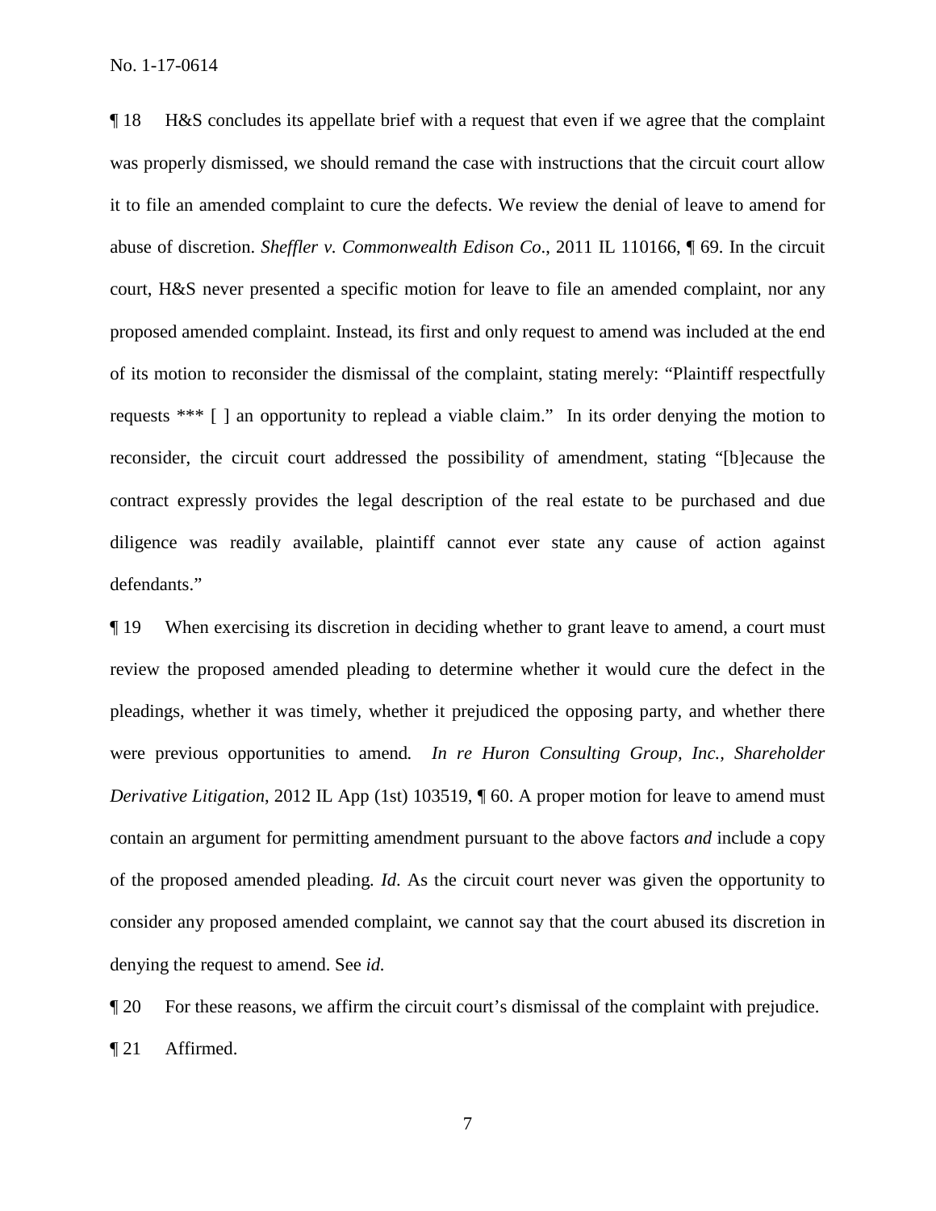¶ 18 H&S concludes its appellate brief with a request that even if we agree that the complaint was properly dismissed, we should remand the case with instructions that the circuit court allow it to file an amended complaint to cure the defects. We review the denial of leave to amend for abuse of discretion. *Sheffler v. Commonwealth Edison Co*., 2011 IL 110166, ¶ 69. In the circuit court, H&S never presented a specific motion for leave to file an amended complaint, nor any proposed amended complaint. Instead, its first and only request to amend was included at the end of its motion to reconsider the dismissal of the complaint, stating merely: "Plaintiff respectfully requests *** [ ] an opportunity to replead a viable claim." In its order denying the motion to reconsider, the circuit court addressed the possibility of amendment, stating "[b]ecause the contract expressly provides the legal description of the real estate to be purchased and due diligence was readily available, plaintiff cannot ever state any cause of action against defendants."

¶ 19 When exercising its discretion in deciding whether to grant leave to amend, a court must review the proposed amended pleading to determine whether it would cure the defect in the pleadings, whether it was timely, whether it prejudiced the opposing party, and whether there were previous opportunities to amend. *In re Huron Consulting Group, Inc., Shareholder Derivative Litigation*, 2012 IL App (1st) 103519, ¶ 60. A proper motion for leave to amend must contain an argument for permitting amendment pursuant to the above factors *and* include a copy of the proposed amended pleading. *Id*. As the circuit court never was given the opportunity to consider any proposed amended complaint, we cannot say that the court abused its discretion in denying the request to amend. See *id.*

¶ 20 For these reasons, we affirm the circuit court's dismissal of the complaint with prejudice.

¶ 21 Affirmed.